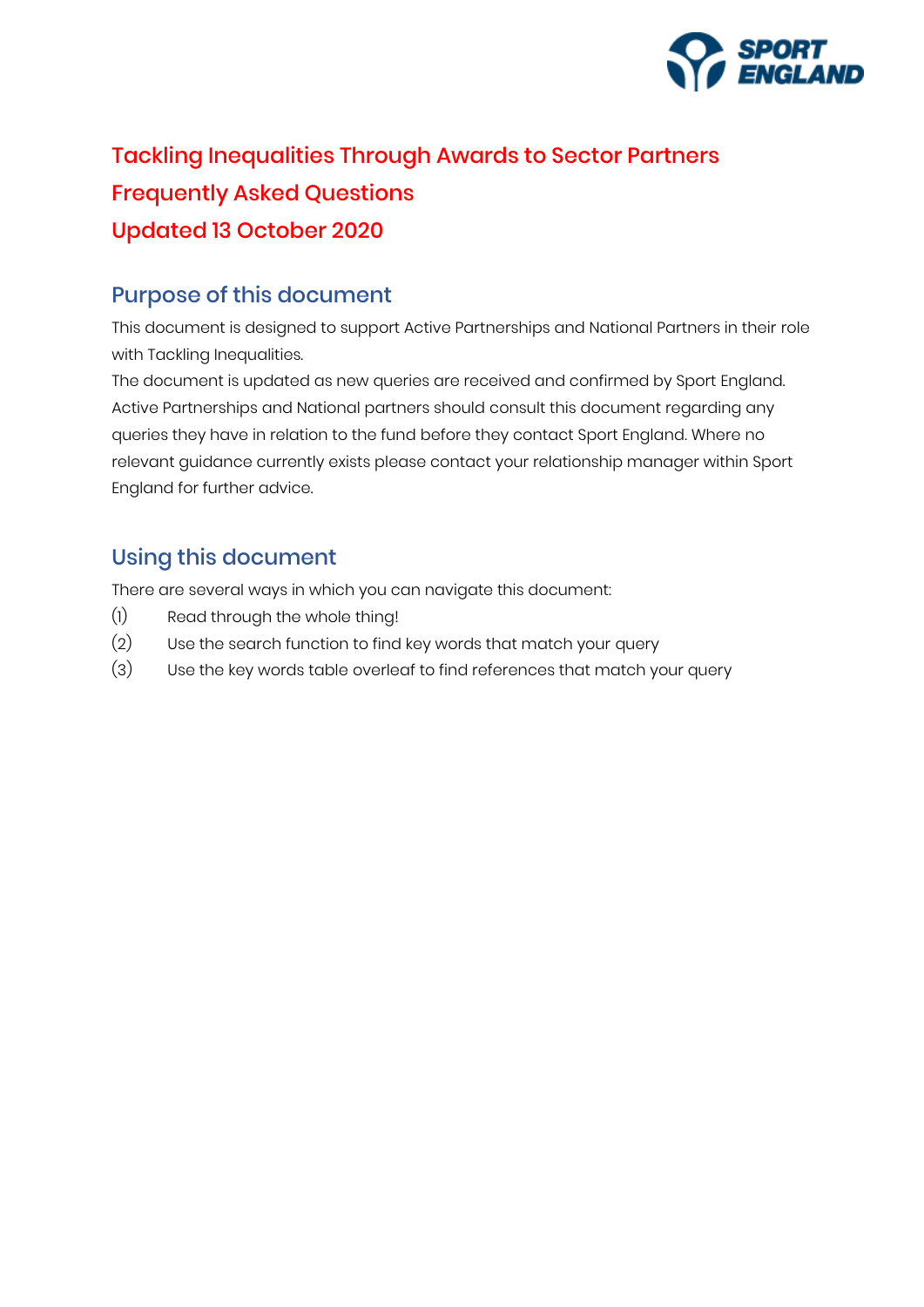# Tackling Inequalities Through Awards to Sector Partners
# Frequently Asked Questions
# Updated 13 October 2020

## Purpose of this document

This document is designed to support Active Partnerships and National Partners in their role with Tackling Inequalities.

The document is updated as new queries are received and confirmed by Sport England. Active Partnerships and National partners should consult this document regarding any queries they have in relation to the fund before they contact Sport England. Where no relevant guidance currently exists please contact your relationship manager within Sport England for further advice.

## Using this document

There are several ways in which you can navigate this document:

(1) Read through the whole thing!

(2) Use the search function to find key words that match your query

(3) Use the key words table overleaf to find references that match your query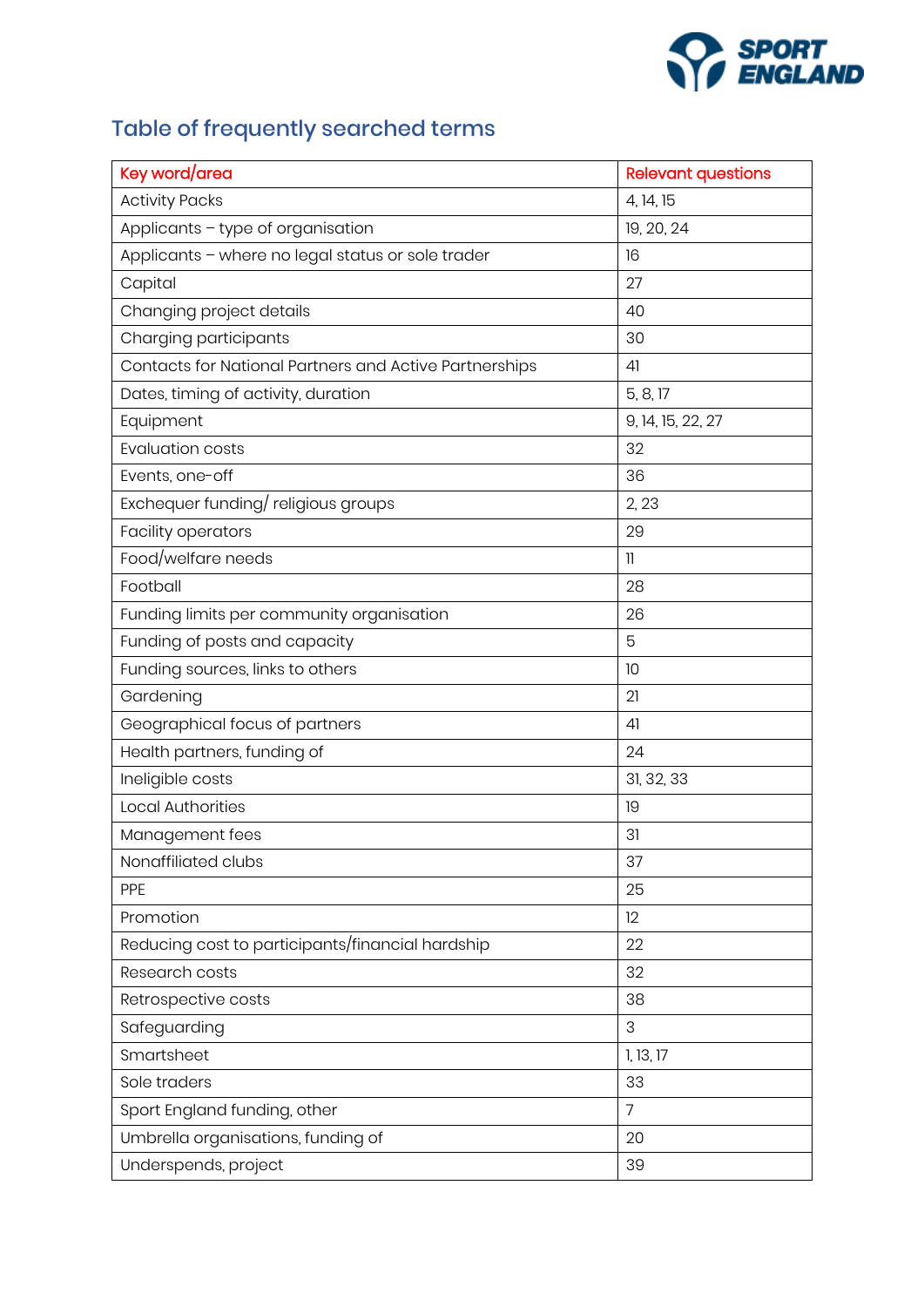## Table of frequently searched terms

| Key word/area | Relevant questions |
|---|---|
| Activity Packs | 4, 14, 15 |
| Applicants – type of organisation | 19, 20, 24 |
| Applicants – where no legal status or sole trader | 16 |
| Capital | 27 |
| Changing project details | 40 |
| Charging participants | 30 |
| Contacts for National Partners and Active Partnerships | 41 |
| Dates, timing of activity, duration | 5, 8, 17 |
| Equipment | 9, 14, 15, 22, 27 |
| Evaluation costs | 32 |
| Events, one-off | 36 |
| Exchequer funding/ religious groups | 2, 23 |
| Facility operators | 29 |
| Food/welfare needs | 11 |
| Football | 28 |
| Funding limits per community organisation | 26 |
| Funding of posts and capacity | 5 |
| Funding sources, links to others | 10 |
| Gardening | 21 |
| Geographical focus of partners | 41 |
| Health partners, funding of | 24 |
| Ineligible costs | 31, 32, 33 |
| Local Authorities | 19 |
| Management fees | 31 |
| Nonaffiliated clubs | 37 |
| PPE | 25 |
| Promotion | 12 |
| Reducing cost to participants/financial hardship | 22 |
| Research costs | 32 |
| Retrospective costs | 38 |
| Safeguarding | 3 |
| Smartsheet | 1, 13, 17 |
| Sole traders | 33 |
| Sport England funding, other | 7 |
| Umbrella organisations, funding of | 20 |
| Underspends, project | 39 |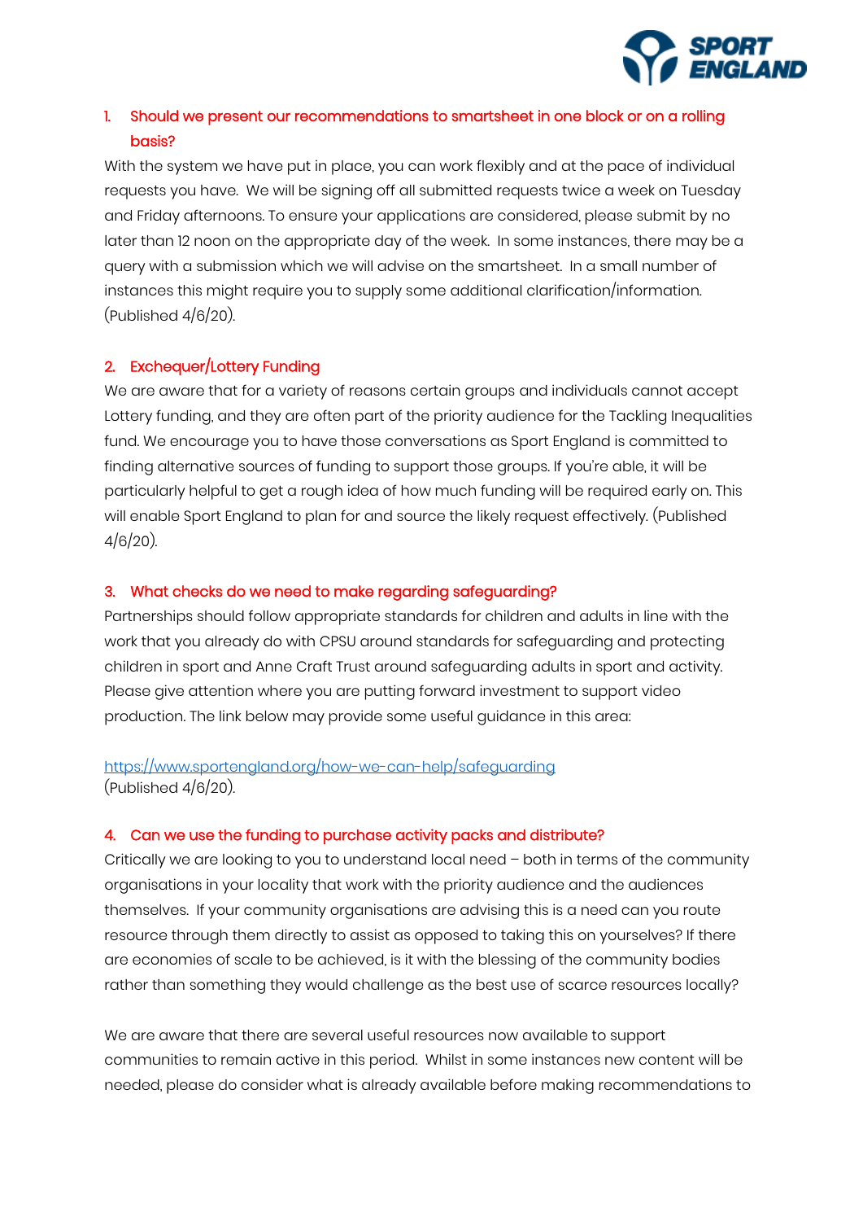1. **Should we present our recommendations to smartsheet in one block or on a rolling basis?**

With the system we have put in place, you can work flexibly and at the pace of individual requests you have. We will be signing off all submitted requests twice a week on Tuesday and Friday afternoons. To ensure your applications are considered, please submit by no later than 12 noon on the appropriate day of the week. In some instances, there may be a query with a submission which we will advise on the smartsheet. In a small number of instances this might require you to supply some additional clarification/information. (Published 4/6/20).

2. **Exchequer/Lottery Funding**

We are aware that for a variety of reasons certain groups and individuals cannot accept Lottery funding, and they are often part of the priority audience for the Tackling Inequalities fund. We encourage you to have those conversations as Sport England is committed to finding alternative sources of funding to support those groups. If you're able, it will be particularly helpful to get a rough idea of how much funding will be required early on. This will enable Sport England to plan for and source the likely request effectively. (Published 4/6/20).

3. **What checks do we need to make regarding safeguarding?**

Partnerships should follow appropriate standards for children and adults in line with the work that you already do with CPSU around standards for safeguarding and protecting children in sport and Anne Craft Trust around safeguarding adults in sport and activity. Please give attention where you are putting forward investment to support video production. The link below may provide some useful guidance in this area:

[https://www.sportengland.org/how-we-can-help/safeguarding](https://www.sportengland.org/how-we-can-help/safeguarding)
(Published 4/6/20).

4. **Can we use the funding to purchase activity packs and distribute?**

Critically we are looking to you to understand local need – both in terms of the community organisations in your locality that work with the priority audience and the audiences themselves. If your community organisations are advising this is a need can you route resource through them directly to assist as opposed to taking this on yourselves? If there are economies of scale to be achieved, is it with the blessing of the community bodies rather than something they would challenge as the best use of scarce resources locally?

We are aware that there are several useful resources now available to support communities to remain active in this period. Whilst in some instances new content will be needed, please do consider what is already available before making recommendations to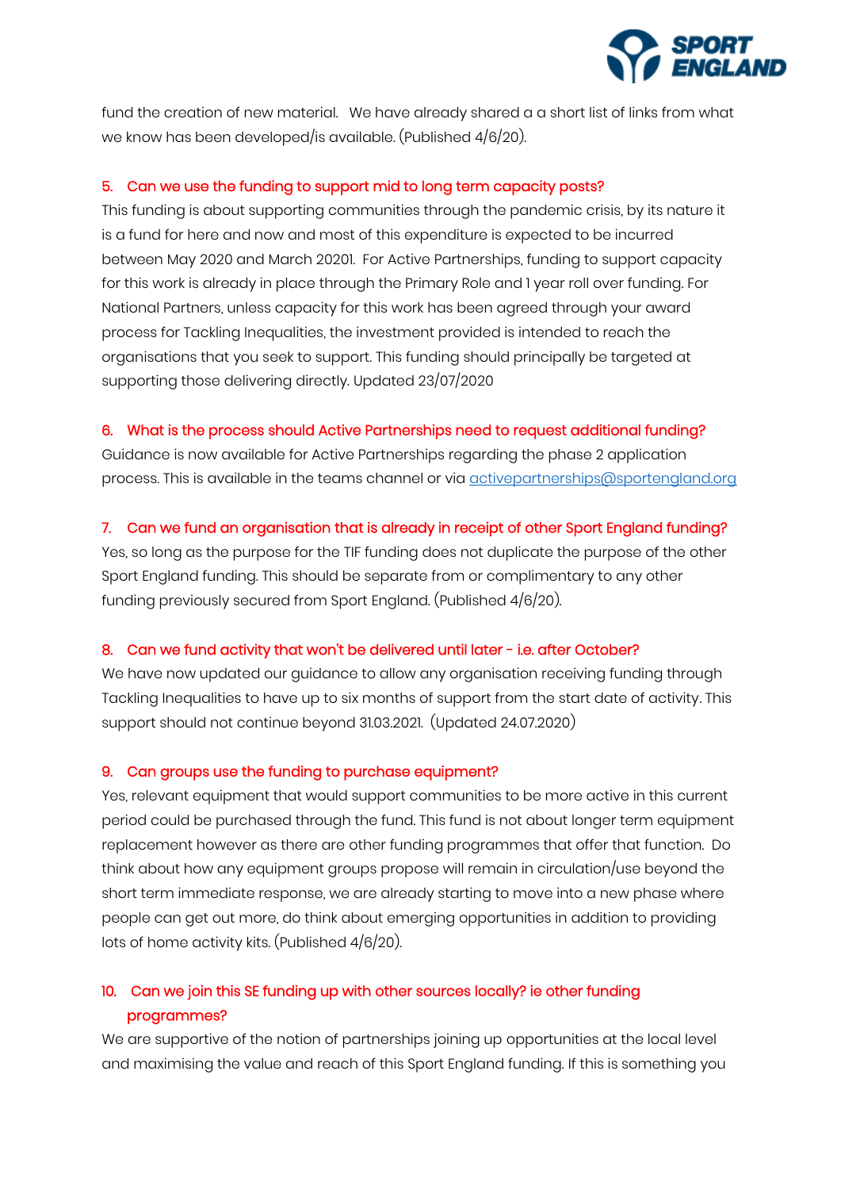fund the creation of new material. We have already shared a a short list of links from what we know has been developed/is available. (Published 4/6/20).

### 5. Can we use the funding to support mid to long term capacity posts?

This funding is about supporting communities through the pandemic crisis, by its nature it is a fund for here and now and most of this expenditure is expected to be incurred between May 2020 and March 20201. For Active Partnerships, funding to support capacity for this work is already in place through the Primary Role and 1 year roll over funding. For National Partners, unless capacity for this work has been agreed through your award process for Tackling Inequalities, the investment provided is intended to reach the organisations that you seek to support. This funding should principally be targeted at supporting those delivering directly. Updated 23/07/2020

### 6. What is the process should Active Partnerships need to request additional funding?

Guidance is now available for Active Partnerships regarding the phase 2 application process. This is available in the teams channel or via activepartnerships@sportengland.org

### 7. Can we fund an organisation that is already in receipt of other Sport England funding?

Yes, so long as the purpose for the TIF funding does not duplicate the purpose of the other Sport England funding. This should be separate from or complimentary to any other funding previously secured from Sport England. (Published 4/6/20).

### 8. Can we fund activity that won't be delivered until later - i.e. after October?

We have now updated our guidance to allow any organisation receiving funding through Tackling Inequalities to have up to six months of support from the start date of activity. This support should not continue beyond 31.03.2021. (Updated 24.07.2020)

### 9. Can groups use the funding to purchase equipment?

Yes, relevant equipment that would support communities to be more active in this current period could be purchased through the fund. This fund is not about longer term equipment replacement however as there are other funding programmes that offer that function. Do think about how any equipment groups propose will remain in circulation/use beyond the short term immediate response, we are already starting to move into a new phase where people can get out more, do think about emerging opportunities in addition to providing lots of home activity kits. (Published 4/6/20).

### 10. Can we join this SE funding up with other sources locally? ie other funding programmes?

We are supportive of the notion of partnerships joining up opportunities at the local level and maximising the value and reach of this Sport England funding. If this is something you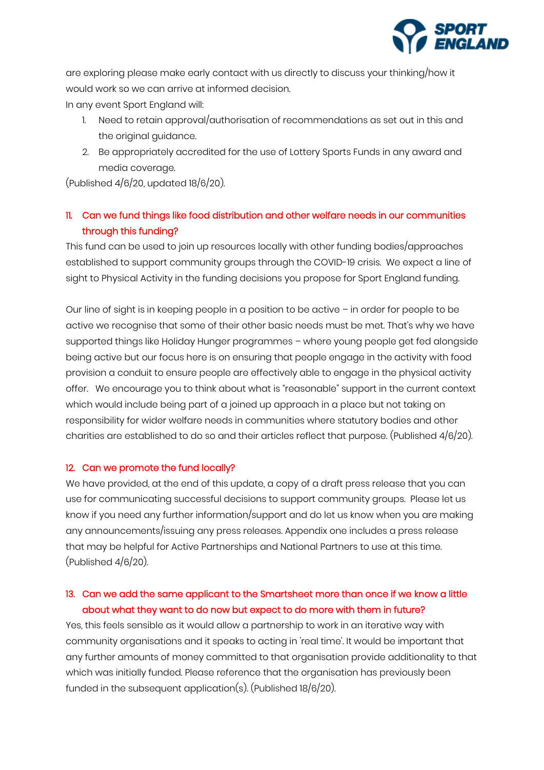are exploring please make early contact with us directly to discuss your thinking/how it would work so we can arrive at informed decision.

In any event Sport England will:

1. Need to retain approval/authorisation of recommendations as set out in this and the original guidance.
2. Be appropriately accredited for the use of Lottery Sports Funds in any award and media coverage.

(Published 4/6/20, updated 18/6/20).

### 11. Can we fund things like food distribution and other welfare needs in our communities through this funding?

This fund can be used to join up resources locally with other funding bodies/approaches established to support community groups through the COVID-19 crisis. We expect a line of sight to Physical Activity in the funding decisions you propose for Sport England funding.

Our line of sight is in keeping people in a position to be active – in order for people to be active we recognise that some of their other basic needs must be met. That's why we have supported things like Holiday Hunger programmes – where young people get fed alongside being active but our focus here is on ensuring that people engage in the activity with food provision a conduit to ensure people are effectively able to engage in the physical activity offer. We encourage you to think about what is "reasonable" support in the current context which would include being part of a joined up approach in a place but not taking on responsibility for wider welfare needs in communities where statutory bodies and other charities are established to do so and their articles reflect that purpose. (Published 4/6/20).

### 12. Can we promote the fund locally?

We have provided, at the end of this update, a copy of a draft press release that you can use for communicating successful decisions to support community groups. Please let us know if you need any further information/support and do let us know when you are making any announcements/issuing any press releases. Appendix one includes a press release that may be helpful for Active Partnerships and National Partners to use at this time. (Published 4/6/20).

### 13. Can we add the same applicant to the Smartsheet more than once if we know a little about what they want to do now but expect to do more with them in future?

Yes, this feels sensible as it would allow a partnership to work in an iterative way with community organisations and it speaks to acting in 'real time'. It would be important that any further amounts of money committed to that organisation provide additionality to that which was initially funded. Please reference that the organisation has previously been funded in the subsequent application(s). (Published 18/6/20).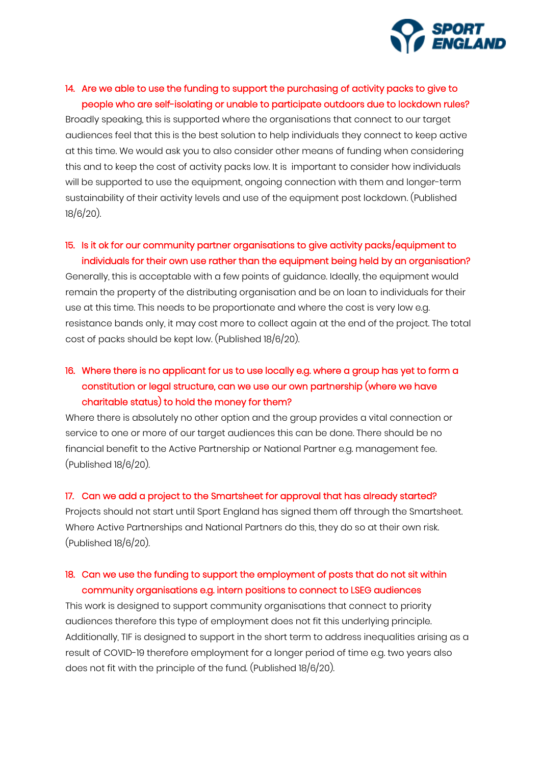14. **Are we able to use the funding to support the purchasing of activity packs to give to people who are self-isolating or unable to participate outdoors due to lockdown rules?**

Broadly speaking, this is supported where the organisations that connect to our target audiences feel that this is the best solution to help individuals they connect to keep active at this time. We would ask you to also consider other means of funding when considering this and to keep the cost of activity packs low. It is important to consider how individuals will be supported to use the equipment, ongoing connection with them and longer-term sustainability of their activity levels and use of the equipment post lockdown. (Published 18/6/20).

15. **Is it ok for our community partner organisations to give activity packs/equipment to individuals for their own use rather than the equipment being held by an organisation?**

Generally, this is acceptable with a few points of guidance. Ideally, the equipment would remain the property of the distributing organisation and be on loan to individuals for their use at this time. This needs to be proportionate and where the cost is very low e.g. resistance bands only, it may cost more to collect again at the end of the project. The total cost of packs should be kept low. (Published 18/6/20).

16. **Where there is no applicant for us to use locally e.g. where a group has yet to form a constitution or legal structure, can we use our own partnership (where we have charitable status) to hold the money for them?**

Where there is absolutely no other option and the group provides a vital connection or service to one or more of our target audiences this can be done. There should be no financial benefit to the Active Partnership or National Partner e.g. management fee. (Published 18/6/20).

17. **Can we add a project to the Smartsheet for approval that has already started?**

Projects should not start until Sport England has signed them off through the Smartsheet. Where Active Partnerships and National Partners do this, they do so at their own risk. (Published 18/6/20).

18. **Can we use the funding to support the employment of posts that do not sit within community organisations e.g. intern positions to connect to LSEG audiences**

This work is designed to support community organisations that connect to priority audiences therefore this type of employment does not fit this underlying principle. Additionally, TIF is designed to support in the short term to address inequalities arising as a result of COVID-19 therefore employment for a longer period of time e.g. two years also does not fit with the principle of the fund. (Published 18/6/20).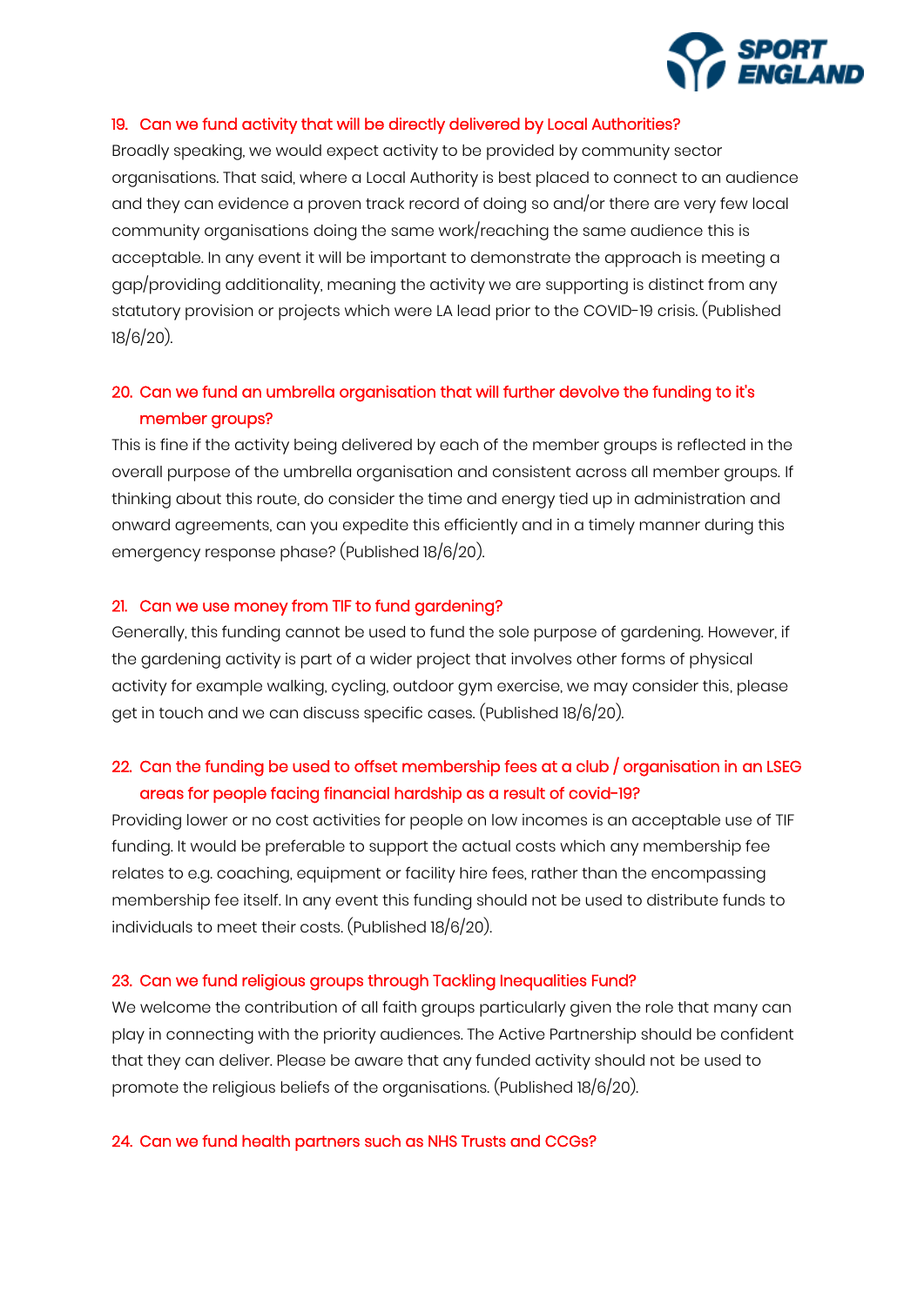### 19. Can we fund activity that will be directly delivered by Local Authorities?

Broadly speaking, we would expect activity to be provided by community sector organisations. That said, where a Local Authority is best placed to connect to an audience and they can evidence a proven track record of doing so and/or there are very few local community organisations doing the same work/reaching the same audience this is acceptable. In any event it will be important to demonstrate the approach is meeting a gap/providing additionality, meaning the activity we are supporting is distinct from any statutory provision or projects which were LA lead prior to the COVID-19 crisis. (Published 18/6/20).

### 20. Can we fund an umbrella organisation that will further devolve the funding to it's member groups?

This is fine if the activity being delivered by each of the member groups is reflected in the overall purpose of the umbrella organisation and consistent across all member groups. If thinking about this route, do consider the time and energy tied up in administration and onward agreements, can you expedite this efficiently and in a timely manner during this emergency response phase? (Published 18/6/20).

### 21. Can we use money from TIF to fund gardening?

Generally, this funding cannot be used to fund the sole purpose of gardening. However, if the gardening activity is part of a wider project that involves other forms of physical activity for example walking, cycling, outdoor gym exercise, we may consider this, please get in touch and we can discuss specific cases. (Published 18/6/20).

### 22. Can the funding be used to offset membership fees at a club / organisation in an LSEG areas for people facing financial hardship as a result of covid-19?

Providing lower or no cost activities for people on low incomes is an acceptable use of TIF funding. It would be preferable to support the actual costs which any membership fee relates to e.g. coaching, equipment or facility hire fees, rather than the encompassing membership fee itself. In any event this funding should not be used to distribute funds to individuals to meet their costs. (Published 18/6/20).

### 23. Can we fund religious groups through Tackling Inequalities Fund?

We welcome the contribution of all faith groups particularly given the role that many can play in connecting with the priority audiences. The Active Partnership should be confident that they can deliver. Please be aware that any funded activity should not be used to promote the religious beliefs of the organisations. (Published 18/6/20).

### 24. Can we fund health partners such as NHS Trusts and CCGs?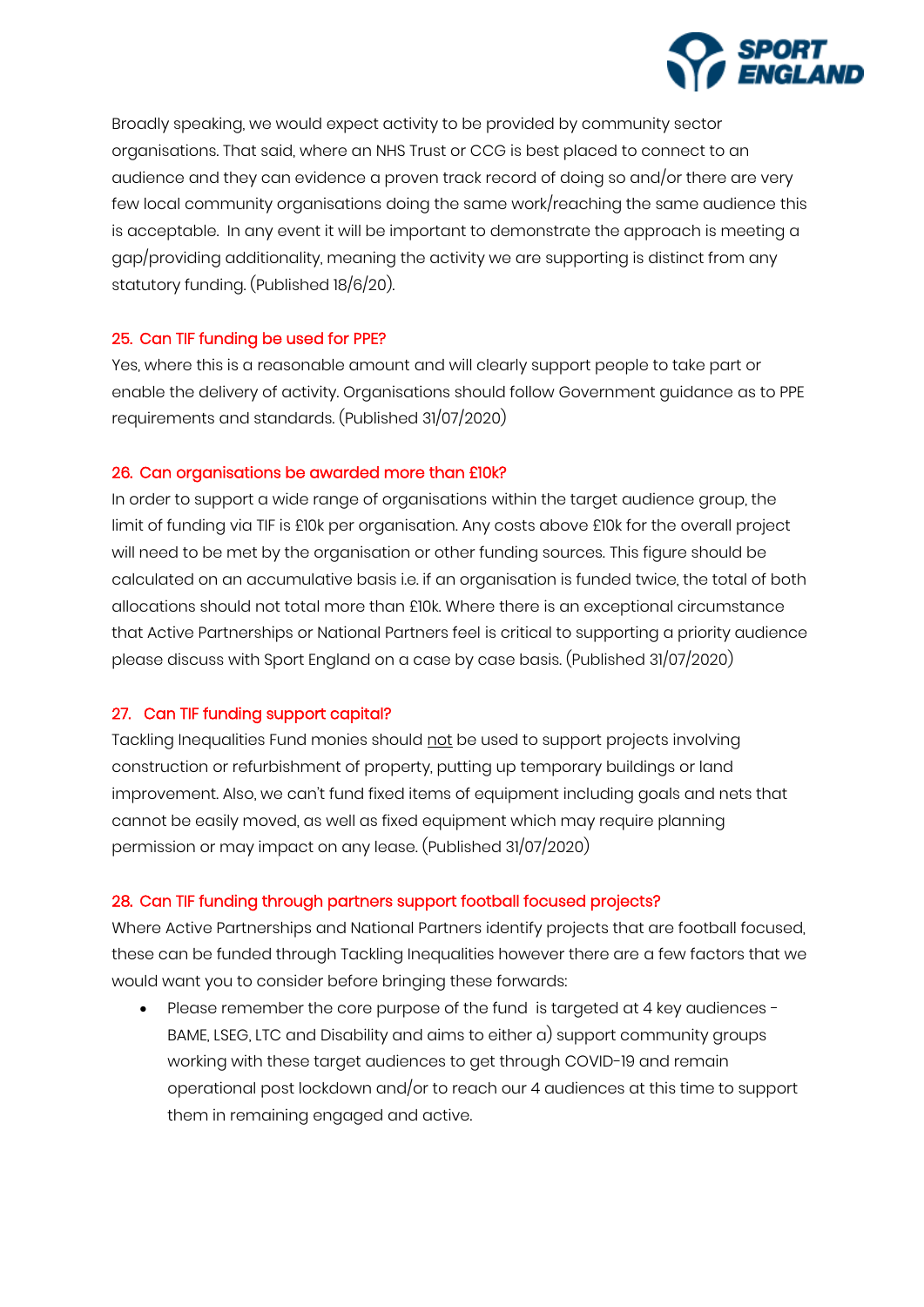Broadly speaking, we would expect activity to be provided by community sector organisations. That said, where an NHS Trust or CCG is best placed to connect to an audience and they can evidence a proven track record of doing so and/or there are very few local community organisations doing the same work/reaching the same audience this is acceptable. In any event it will be important to demonstrate the approach is meeting a gap/providing additionality, meaning the activity we are supporting is distinct from any statutory funding. (Published 18/6/20).

### 25. Can TIF funding be used for PPE?

Yes, where this is a reasonable amount and will clearly support people to take part or enable the delivery of activity. Organisations should follow Government guidance as to PPE requirements and standards. (Published 31/07/2020)

### 26. Can organisations be awarded more than £10k?

In order to support a wide range of organisations within the target audience group, the limit of funding via TIF is £10k per organisation. Any costs above £10k for the overall project will need to be met by the organisation or other funding sources. This figure should be calculated on an accumulative basis i.e. if an organisation is funded twice, the total of both allocations should not total more than £10k. Where there is an exceptional circumstance that Active Partnerships or National Partners feel is critical to supporting a priority audience please discuss with Sport England on a case by case basis. (Published 31/07/2020)

### 27. Can TIF funding support capital?

Tackling Inequalities Fund monies should <u>not</u> be used to support projects involving construction or refurbishment of property, putting up temporary buildings or land improvement. Also, we can't fund fixed items of equipment including goals and nets that cannot be easily moved, as well as fixed equipment which may require planning permission or may impact on any lease. (Published 31/07/2020)

### 28. Can TIF funding through partners support football focused projects?

Where Active Partnerships and National Partners identify projects that are football focused, these can be funded through Tackling Inequalities however there are a few factors that we would want you to consider before bringing these forwards:

- Please remember the core purpose of the fund is targeted at 4 key audiences - BAME, LSEG, LTC and Disability and aims to either a) support community groups working with these target audiences to get through COVID-19 and remain operational post lockdown and/or to reach our 4 audiences at this time to support them in remaining engaged and active.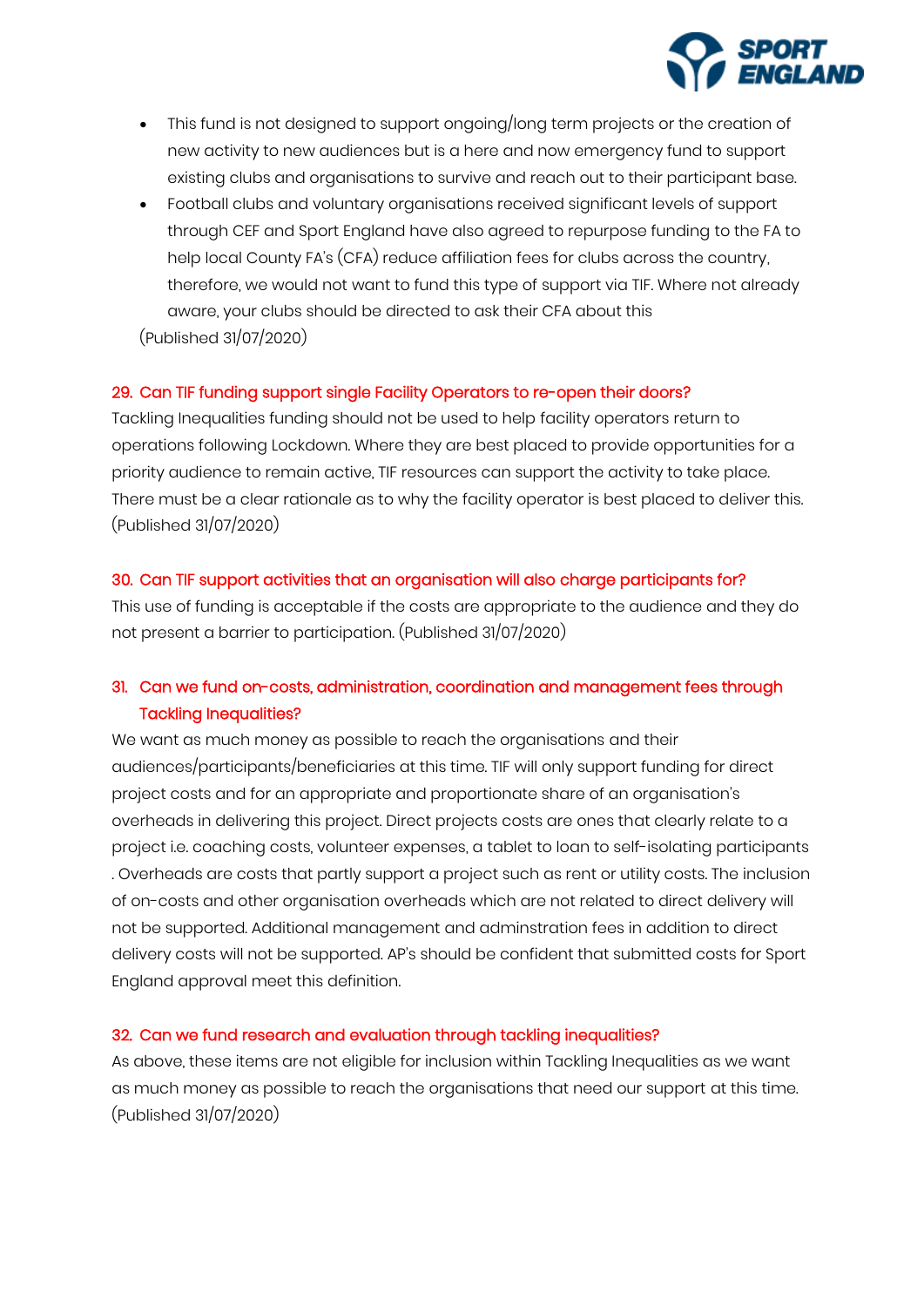- This fund is not designed to support ongoing/long term projects or the creation of new activity to new audiences but is a here and now emergency fund to support existing clubs and organisations to survive and reach out to their participant base.
- Football clubs and voluntary organisations received significant levels of support through CEF and Sport England have also agreed to repurpose funding to the FA to help local County FA's (CFA) reduce affiliation fees for clubs across the country, therefore, we would not want to fund this type of support via TIF. Where not already aware, your clubs should be directed to ask their CFA about this

(Published 31/07/2020)

### 29. Can TIF funding support single Facility Operators to re-open their doors?

Tackling Inequalities funding should not be used to help facility operators return to operations following Lockdown. Where they are best placed to provide opportunities for a priority audience to remain active, TIF resources can support the activity to take place. There must be a clear rationale as to why the facility operator is best placed to deliver this. (Published 31/07/2020)

### 30. Can TIF support activities that an organisation will also charge participants for?

This use of funding is acceptable if the costs are appropriate to the audience and they do not present a barrier to participation. (Published 31/07/2020)

### 31. Can we fund on-costs, administration, coordination and management fees through Tackling Inequalities?

We want as much money as possible to reach the organisations and their audiences/participants/beneficiaries at this time. TIF will only support funding for direct project costs and for an appropriate and proportionate share of an organisation's overheads in delivering this project. Direct projects costs are ones that clearly relate to a project i.e. coaching costs, volunteer expenses, a tablet to loan to self-isolating participants . Overheads are costs that partly support a project such as rent or utility costs. The inclusion of on-costs and other organisation overheads which are not related to direct delivery will not be supported. Additional management and adminstration fees in addition to direct delivery costs will not be supported. AP's should be confident that submitted costs for Sport England approval meet this definition.

### 32. Can we fund research and evaluation through tackling inequalities?

As above, these items are not eligible for inclusion within Tackling Inequalities as we want as much money as possible to reach the organisations that need our support at this time. (Published 31/07/2020)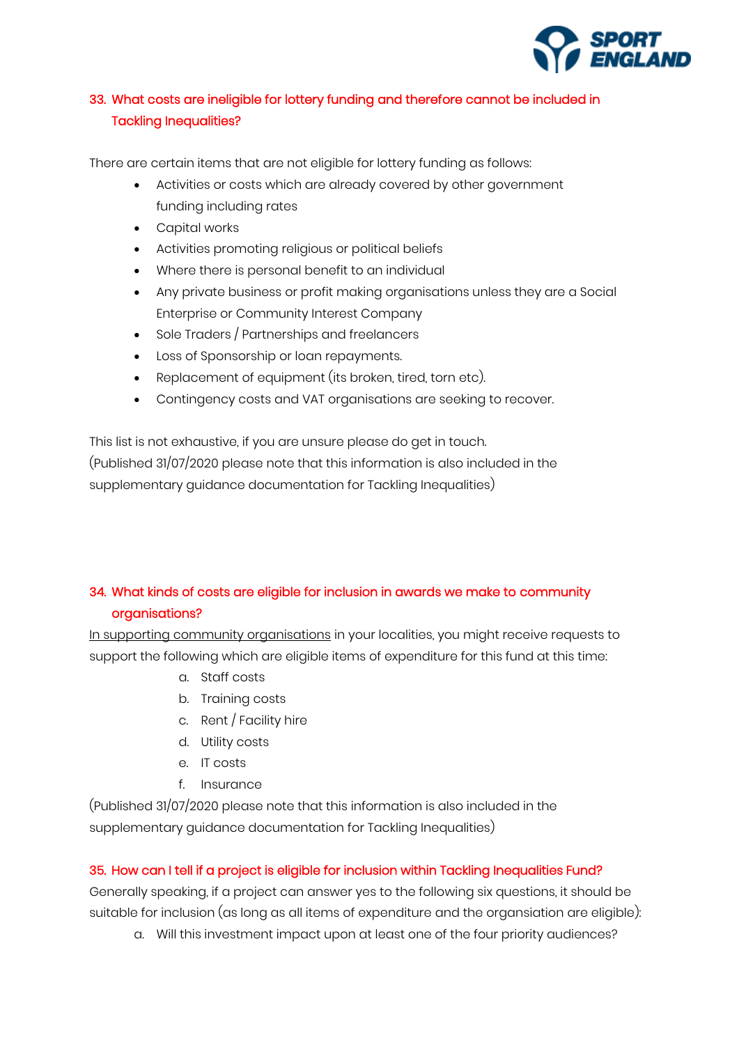### 33. What costs are ineligible for lottery funding and therefore cannot be included in Tackling Inequalities?

There are certain items that are not eligible for lottery funding as follows:

- Activities or costs which are already covered by other government funding including rates
- Capital works
- Activities promoting religious or political beliefs
- Where there is personal benefit to an individual
- Any private business or profit making organisations unless they are a Social Enterprise or Community Interest Company
- Sole Traders / Partnerships and freelancers
- Loss of Sponsorship or loan repayments.
- Replacement of equipment (its broken, tired, torn etc).
- Contingency costs and VAT organisations are seeking to recover.

This list is not exhaustive, if you are unsure please do get in touch.
(Published 31/07/2020 please note that this information is also included in the supplementary guidance documentation for Tackling Inequalities)

### 34. What kinds of costs are eligible for inclusion in awards we make to community organisations?

In supporting community organisations in your localities, you might receive requests to support the following which are eligible items of expenditure for this fund at this time:

a. Staff costs
b. Training costs
c. Rent / Facility hire
d. Utility costs
e. IT costs
f. Insurance

(Published 31/07/2020 please note that this information is also included in the supplementary guidance documentation for Tackling Inequalities)

### 35. How can I tell if a project is eligible for inclusion within Tackling Inequalities Fund?

Generally speaking, if a project can answer yes to the following six questions, it should be suitable for inclusion (as long as all items of expenditure and the organsiation are eligible):

a. Will this investment impact upon at least one of the four priority audiences?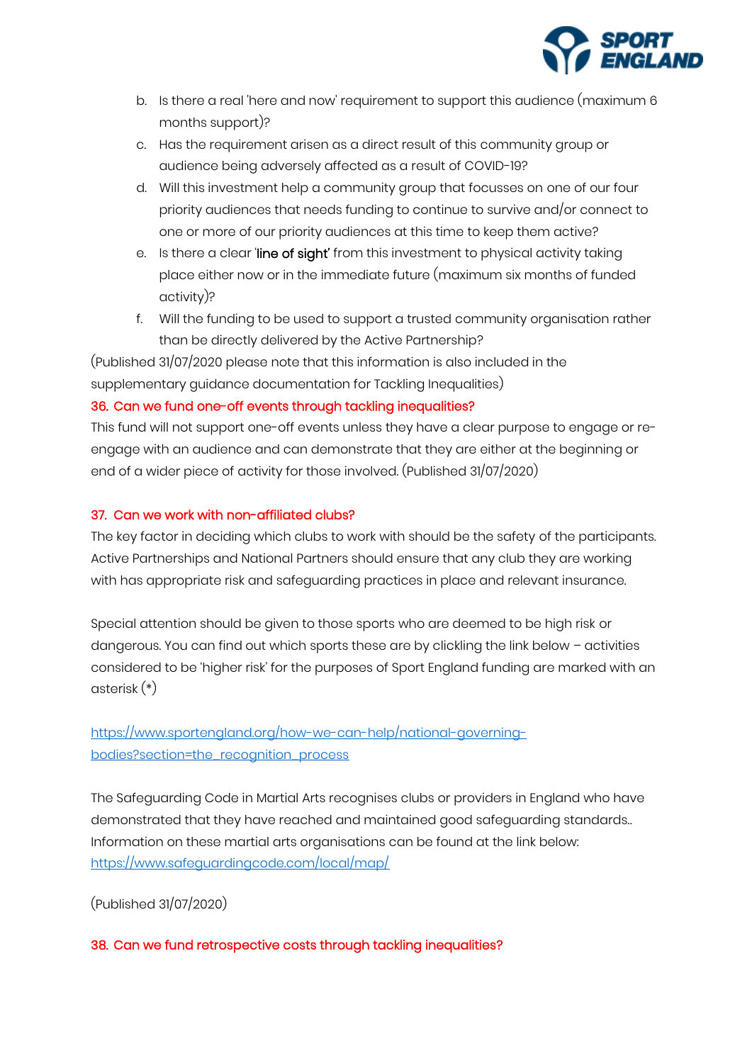b. Is there a real 'here and now' requirement to support this audience (maximum 6 months support)?
c. Has the requirement arisen as a direct result of this community group or audience being adversely affected as a result of COVID-19?
d. Will this investment help a community group that focusses on one of our four priority audiences that needs funding to continue to survive and/or connect to one or more of our priority audiences at this time to keep them active?
e. Is there a clear '**line of sight**' from this investment to physical activity taking place either now or in the immediate future (maximum six months of funded activity)?
f. Will the funding to be used to support a trusted community organisation rather than be directly delivered by the Active Partnership?

(Published 31/07/2020 please note that this information is also included in the supplementary guidance documentation for Tackling Inequalities)

### 36. Can we fund one-off events through tackling inequalities?

This fund will not support one-off events unless they have a clear purpose to engage or re-engage with an audience and can demonstrate that they are either at the beginning or end of a wider piece of activity for those involved. (Published 31/07/2020)

### 37. Can we work with non-affiliated clubs?

The key factor in deciding which clubs to work with should be the safety of the participants. Active Partnerships and National Partners should ensure that any club they are working with has appropriate risk and safeguarding practices in place and relevant insurance.

Special attention should be given to those sports who are deemed to be high risk or dangerous. You can find out which sports these are by clickling the link below – activities considered to be 'higher risk' for the purposes of Sport England funding are marked with an asterisk (*)

[https://www.sportengland.org/how-we-can-help/national-governing-bodies?section=the_recognition_process](https://www.sportengland.org/how-we-can-help/national-governing-bodies?section=the_recognition_process)

The Safeguarding Code in Martial Arts recognises clubs or providers in England who have demonstrated that they have reached and maintained good safeguarding standards.. Information on these martial arts organisations can be found at the link below: [https://www.safeguardingcode.com/local/map/](https://www.safeguardingcode.com/local/map/)

(Published 31/07/2020)

### 38. Can we fund retrospective costs through tackling inequalities?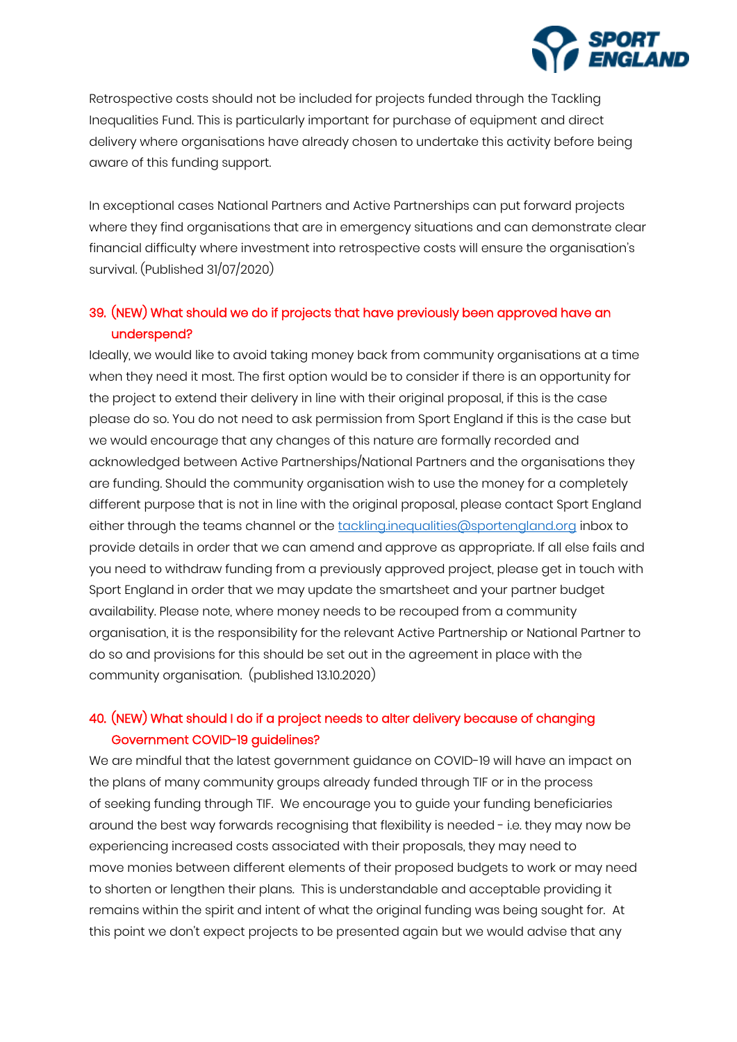Retrospective costs should not be included for projects funded through the Tackling Inequalities Fund. This is particularly important for purchase of equipment and direct delivery where organisations have already chosen to undertake this activity before being aware of this funding support.

In exceptional cases National Partners and Active Partnerships can put forward projects where they find organisations that are in emergency situations and can demonstrate clear financial difficulty where investment into retrospective costs will ensure the organisation's survival. (Published 31/07/2020)

### 39. (NEW) What should we do if projects that have previously been approved have an underspend?

Ideally, we would like to avoid taking money back from community organisations at a time when they need it most. The first option would be to consider if there is an opportunity for the project to extend their delivery in line with their original proposal, if this is the case please do so. You do not need to ask permission from Sport England if this is the case but we would encourage that any changes of this nature are formally recorded and acknowledged between Active Partnerships/National Partners and the organisations they are funding. Should the community organisation wish to use the money for a completely different purpose that is not in line with the original proposal, please contact Sport England either through the teams channel or the [tackling.inequalities@sportengland.org](mailto:tackling.inequalities@sportengland.org) inbox to provide details in order that we can amend and approve as appropriate. If all else fails and you need to withdraw funding from a previously approved project, please get in touch with Sport England in order that we may update the smartsheet and your partner budget availability. Please note, where money needs to be recouped from a community organisation, it is the responsibility for the relevant Active Partnership or National Partner to do so and provisions for this should be set out in the agreement in place with the community organisation. (published 13.10.2020)

### 40. (NEW) What should I do if a project needs to alter delivery because of changing Government COVID-19 guidelines?

We are mindful that the latest government guidance on COVID-19 will have an impact on the plans of many community groups already funded through TIF or in the process of seeking funding through TIF. We encourage you to guide your funding beneficiaries around the best way forwards recognising that flexibility is needed - i.e. they may now be experiencing increased costs associated with their proposals, they may need to move monies between different elements of their proposed budgets to work or may need to shorten or lengthen their plans. This is understandable and acceptable providing it remains within the spirit and intent of what the original funding was being sought for. At this point we don't expect projects to be presented again but we would advise that any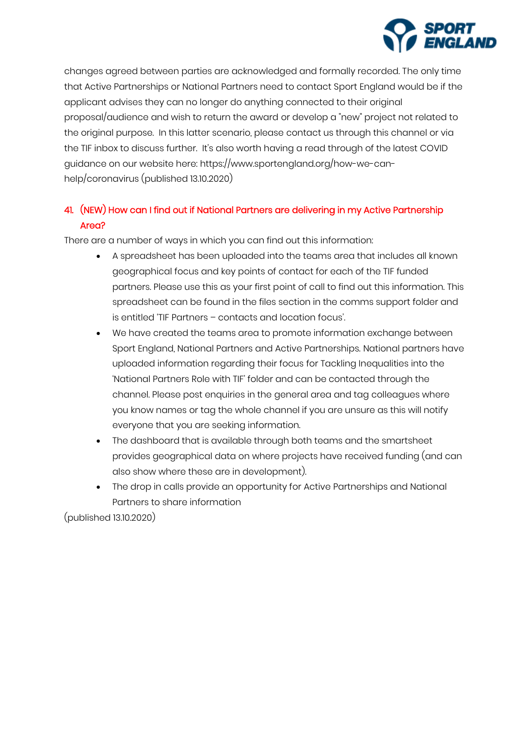changes agreed between parties are acknowledged and formally recorded. The only time that Active Partnerships or National Partners need to contact Sport England would be if the applicant advises they can no longer do anything connected to their original proposal/audience and wish to return the award or develop a "new" project not related to the original purpose. In this latter scenario, please contact us through this channel or via the TIF inbox to discuss further. It's also worth having a read through of the latest COVID guidance on our website here: https://www.sportengland.org/how-we-can-help/coronavirus (published 13.10.2020)

### 41. (NEW) How can I find out if National Partners are delivering in my Active Partnership Area?

There are a number of ways in which you can find out this information:

- A spreadsheet has been uploaded into the teams area that includes all known geographical focus and key points of contact for each of the TIF funded partners. Please use this as your first point of call to find out this information. This spreadsheet can be found in the files section in the comms support folder and is entitled 'TIF Partners – contacts and location focus'.
- We have created the teams area to promote information exchange between Sport England, National Partners and Active Partnerships. National partners have uploaded information regarding their focus for Tackling Inequalities into the 'National Partners Role with TIF' folder and can be contacted through the channel. Please post enquiries in the general area and tag colleagues where you know names or tag the whole channel if you are unsure as this will notify everyone that you are seeking information.
- The dashboard that is available through both teams and the smartsheet provides geographical data on where projects have received funding (and can also show where these are in development).
- The drop in calls provide an opportunity for Active Partnerships and National Partners to share information

(published 13.10.2020)